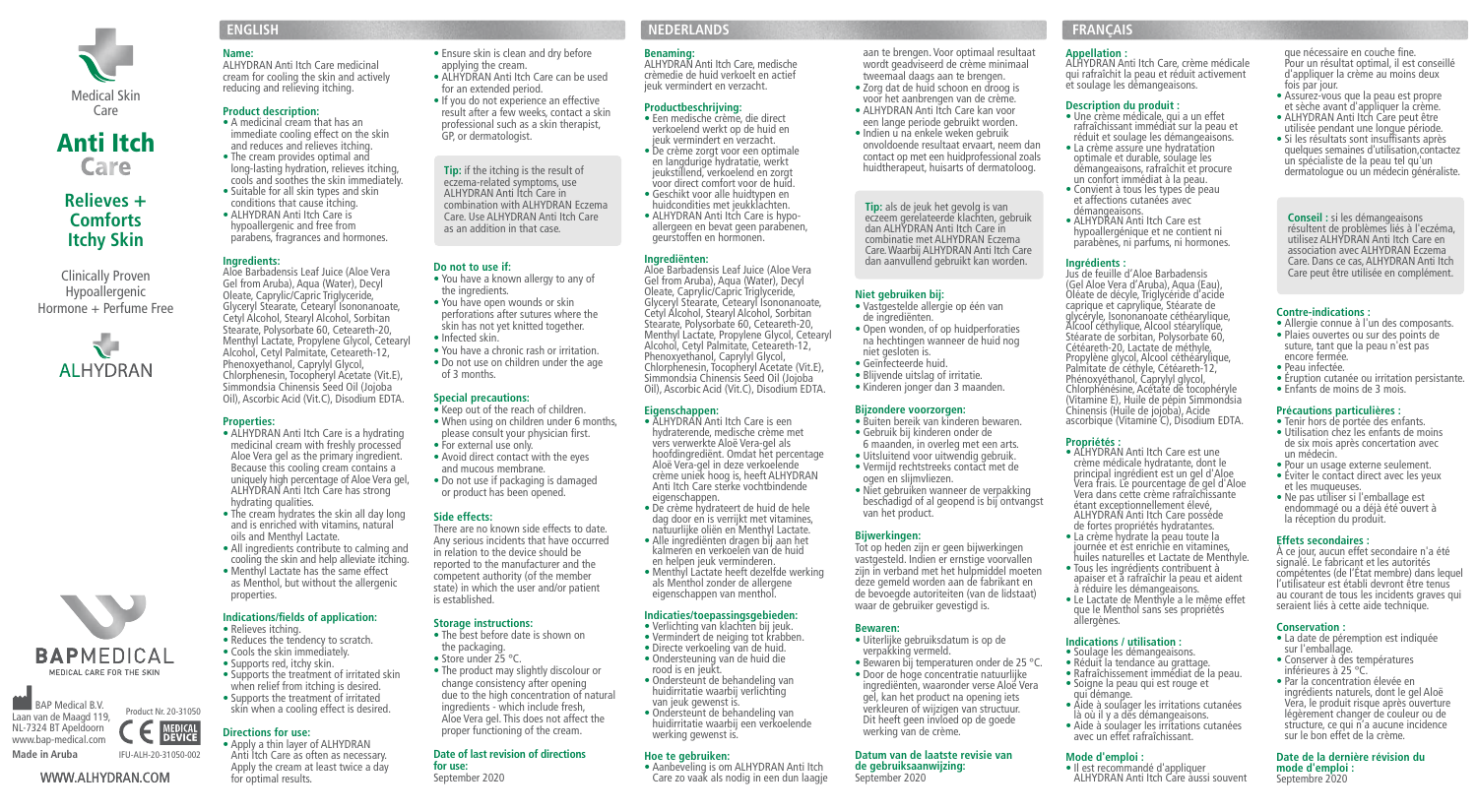Medical Skin Care

# Anti Itch Care

## Relieves + Comforts Itchy Skin

Clinically Proven
Hypoallergenic
Hormone + Perfume Free

ALHYDRAN

BAPMEDICAL
MEDICAL CARE FOR THE SKIN

BAP Medical B.V.
Laan van de Maagd 119,
NL-7324 BT Apeldoorn
www.bap-medical.com
**Made in Aruba**

Product Nr. 20-31050
CE MEDICAL DEVICE
IFU-ALH-20-31050-002

WWW.ALHYDRAN.COM

## ENGLISH

**Name:**
ALHYDRAN Anti Itch Care medicinal cream for cooling the skin and actively reducing and relieving itching.

**Product description:**
- A medicinal cream that has an immediate cooling effect on the skin and reduces and relieves itching.
- The cream provides optimal and long-lasting hydration, relieves itching, cools and soothes the skin immediately.
- Suitable for all skin types and skin conditions that cause itching.
- ALHYDRAN Anti Itch Care is hypoallergenic and free from parabens, fragrances and hormones.

**Ingredients:**
Aloe Barbadensis Leaf Juice (Aloe Vera Gel from Aruba), Aqua (Water), Decyl Oleate, Caprylic/Capric Triglyceride, Glyceryl Stearate, Cetearyl Isononanoate, Cetyl Alcohol, Stearyl Alcohol, Sorbitan Stearate, Polysorbate 60, Ceteareth-20, Menthyl Lactate, Propylene Glycol, Cetearyl Alcohol, Cetyl Palmitate, Ceteareth-12, Phenoxyethanol, Caprylyl Glycol, Chlorphenesin, Tocopheryl Acetate (Vit.E), Simmondsia Chinensis Seed Oil (Jojoba Oil), Ascorbic Acid (Vit.C), Disodium EDTA.

**Properties:**
- ALHYDRAN Anti Itch Care is a hydrating medicinal cream with freshly processed Aloe Vera gel as the primary ingredient. Because this cooling cream contains a uniquely high percentage of Aloe Vera gel, ALHYDRAN Anti Itch Care has strong hydrating qualities.
- The cream hydrates the skin all day long and is enriched with vitamins, natural oils and Menthyl Lactate.
- All ingredients contribute to calming and cooling the skin and help alleviate itching.
- Menthyl Lactate has the same effect as Menthol, but without the allergenic properties.

**Indications/fields of application:**
- Relieves itching.
- Reduces the tendency to scratch.
- Cools the skin immediately.
- Supports red, itchy skin.
- Supports the treatment of irritated skin when relief from itching is desired.
- Supports the treatment of irritated skin when a cooling effect is desired.

**Directions for use:**
- Apply a thin layer of ALHYDRAN Anti Itch Care as often as necessary. Apply the cream at least twice a day for optimal results.
- Ensure skin is clean and dry before applying the cream.
- ALHYDRAN Anti Itch Care can be used for an extended period.
- If you do not experience an effective result after a few weeks, contact a skin professional such as a skin therapist, GP, or dermatologist.

**Tip:** if the itching is the result of eczema-related symptoms, use ALHYDRAN Anti Itch Care in combination with ALHYDRAN Eczema Care. Use ALHYDRAN Anti Itch Care as an addition in that case.

**Do not to use if:**
- You have a known allergy to any of the ingredients.
- You have open wounds or skin perforations after sutures where the skin has not yet knotted together.
- Infected skin.
- You have a chronic rash or irritation.
- Do not use on children under the age of 3 months.

**Special precautions:**
- Keep out of the reach of children.
- When using on children under 6 months, please consult your physician first.
- For external use only.
- Avoid direct contact with the eyes and mucous membrane.
- Do not use if packaging is damaged or product has been opened.

**Side effects:**
There are no known side effects to date. Any serious incidents that have occurred in relation to the device should be reported to the manufacturer and the competent authority (of the member state) in which the user and/or patient is established.

**Storage instructions:**
- The best before date is shown on the packaging.
- Store under 25 °C.
- The product may slightly discolour or change consistency after opening due to the high concentration of natural ingredients - which include fresh, Aloe Vera gel. This does not affect the proper functioning of the cream.

**Date of last revision of directions for use:**
September 2020

## NEDERLANDS

**Benaming:**
ALHYDRAN Anti Itch Care, medische crèmedie de huid verkoelt en actief jeuk vermindert en verzacht.

**Productbeschrijving:**
- Een medische crème, die direct verkoelend werkt op de huid en jeuk vermindert en verzacht.
- De crème zorgt voor een optimale en langdurige hydratatie, werkt jeukstillend, verkoelend en zorgt voor direct comfort voor de huid.
- Geschikt voor alle huidtypen en huidcondities met jeukklachten.
- ALHYDRAN Anti Itch Care is hypo-allergeen en bevat geen parabenen, geurstoffen en hormonen.

**Ingrediënten:**
Aloe Barbadensis Leaf Juice (Aloe Vera Gel from Aruba), Aqua (Water), Decyl Oleate, Caprylic/Capric Triglyceride, Glyceryl Stearate, Cetearyl Isononanoate, Cetyl Alcohol, Stearyl Alcohol, Sorbitan Stearate, Polysorbate 60, Ceteareth-20, Menthyl Lactate, Propylene Glycol, Cetearyl Alcohol, Cetyl Palmitate, Ceteareth-12, Phenoxyethanol, Caprylyl Glycol, Chlorphenesin, Tocopheryl Acetate (Vit.E), Simmondsia Chinensis Seed Oil (Jojoba Oil), Ascorbic Acid (Vit.C), Disodium EDTA.

**Eigenschappen:**
- ALHYDRAN Anti Itch Care is een hydraterende, medische crème met vers verwerkte Aloë Vera-gel als hoofdingrediënt. Omdat het percentage Aloë Vera-gel in deze verkoelende crème uniek hoog is, heeft ALHYDRAN Anti Itch Care sterke vochtbindende eigenschappen.
- De crème hydrateert de huid de hele dag door en is verrijkt met vitamines, natuurlijke oliën en Menthyl Lactate.
- Alle ingrediënten dragen bij aan het kalmeren en verkoelen van de huid en helpen jeuk verminderen.
- Menthyl Lactate heeft dezelfde werking als Menthol zonder de allergene eigenschappen van menthol.

**Indicaties/toepassingsgebieden:**
- Verlichting van klachten bij jeuk.
- Vermindert de neiging tot krabben.
- Directe verkoeling van de huid.
- Ondersteuning van de huid die rood is en jeukt.
- Ondersteunt de behandeling van huidirritatie waarbij verlichting van jeuk gewenst is.
- Ondersteunt de behandeling van huidirritatie waarbij een verkoelende werking gewenst is.

**Hoe te gebruiken:**
- Aanbeveling is om ALHYDRAN Anti Itch Care zo vaak als nodig in een dun laagje aan te brengen. Voor optimaal resultaat wordt geadviseerd de crème minimaal tweemaal daags aan te brengen.
- Zorg dat de huid schoon en droog is voor het aanbrengen van de crème.
- ALHYDRAN Anti Itch Care kan voor een lange periode gebruikt worden.
- Indien u na enkele weken gebruik onvoldoende resultaat ervaart, neem dan contact op met een huidprofessional zoals huidtherapeut, huisarts of dermatoloog.

**Tip:** als de jeuk het gevolg is van eczeem gerelateerde klachten, gebruik dan ALHYDRAN Anti Itch Care in combinatie met ALHYDRAN Eczema Care. Waarbij ALHYDRAN Anti Itch Care dan aanvullend gebruikt kan worden.

**Niet gebruiken bij:**
- Vastgestelde allergie op één van de ingrediënten.
- Open wonden, of op huidperforaties na hechtingen wanneer de huid nog niet gesloten is.
- Geïnfecteerde huid.
- Blijvende uitslag of irritatie.
- Kinderen jonger dan 3 maanden.

**Bijzondere voorzorgen:**
- Buiten bereik van kinderen bewaren.
- Gebruik bij kinderen onder de 6 maanden, in overleg met een arts.
- Uitsluitend voor uitwendig gebruik.
- Vermijd rechtstreeks contact met de ogen en slijmvliezen.
- Niet gebruiken wanneer de verpakking beschadigd of al geopend is bij ontvangst van het product.

**Bijwerkingen:**
Tot op heden zijn er geen bijwerkingen vastgesteld. Indien er ernstige voorvallen zijn in verband met het hulpmiddel moeten deze gemeld worden aan de fabrikant en de bevoegde autoriteiten (van de lidstaat) waar de gebruiker gevestigd is.

**Bewaren:**
- Uiterlijke gebruiksdatum is op de verpakking vermeld.
- Bewaren bij temperaturen onder de 25 °C.
- Door de hoge concentratie natuurlijke ingrediënten, waaronder verse Aloë Vera gel, kan het product na opening iets verkleuren of wijzigen van structuur. Dit heeft geen invloed op de goede werking van de crème.

**Datum van de laatste revisie van de gebruiksaanwijzing:**
September 2020

## FRANÇAIS

**Appellation :**
ALHYDRAN Anti Itch Care, crème médicale qui rafraîchit la peau et réduit activement et soulage les démangeaisons.

**Description du produit :**
- Une crème médicale, qui a un effet rafraîchissant immédiat sur la peau et réduit et soulage les démangeaisons.
- La crème assure une hydratation optimale et durable, soulage les démangeaisons, rafraîchit et procure un confort immédiat à la peau.
- Convient à tous les types de peau et affections cutanées avec démangeaisons.
- ALHYDRAN Anti Itch Care est hypoallergénique et ne contient ni parabènes, ni parfums, ni hormones.

**Ingrédients :**
Jus de feuille d'Aloe Barbadensis (Gel Aloe Vera d'Aruba), Aqua (Eau), Oléate de décyle, Triglycéride d'acide caprique et caprylique, Stéarate de glycéryle, Isononanoate cétéarylique, Alcool céthylique, Alcool stéarylique, Stéarate de sorbitan, Polysorbate 60, Cétéareth-20, Lactate de méthyle, Propylène glycol, Alcool cétéarylique, Palmitate de céthyle, Cétéareth-12, Phénoxyéthanol, Caprylyl glycol, Chlorphénésine, Acétate de tocophéryle (Vitamine E), Huile de pépin Simmondsia Chinensis (Huile de jojoba), Acide ascorbique (Vitamine C), Disodium EDTA.

**Propriétés :**
- ALHYDRAN Anti Itch Care est une crème médicale hydratante, dont le principal ingrédient est un gel d'Aloe Vera frais. Le pourcentage de gel d'Aloe Vera dans cette crème rafraîchissante étant exceptionnellement élevé, ALHYDRAN Anti Itch Care possède de fortes propriétés hydratantes.
- La crème hydrate la peau toute la journée et est enrichie en vitamines, huiles naturelles et Lactate de Menthyle.
- Tous les ingrédients contribuent à apaiser et à rafraîchir la peau et aident à réduire les démangeaisons.
- Le Lactate de Menthyle a le même effet que le Menthol sans ses propriétés allergènes.

**Indications / utilisation :**
- Soulage les démangeaisons.
- Réduit la tendance au grattage.
- Rafraîchissement immédiat de la peau.
- Soigne la peau qui est rouge et qui démange.
- Aide à soulager les irritations cutanées là où il y a des démangeaisons.
- Aide à soulager les irritations cutanées avec un effet rafraîchissant.

**Mode d'emploi :**
- Il est recommandé d'appliquer ALHYDRAN Anti Itch Care aussi souvent que nécessaire en couche fine. Pour un résultat optimal, il est conseillé d'appliquer la crème au moins deux fois par jour.
- Assurez-vous que la peau est propre et sèche avant d'appliquer la crème.
- ALHYDRAN Anti Itch Care peut être utilisée pendant une longue période.
- Si les résultats sont insuffisants après quelques semaines d'utilisation,contactez un spécialiste de la peau tel qu'un dermatologue ou un médecin généraliste.

**Conseil :** si les démangeaisons résultent de problèmes liés à l'eczéma, utilisez ALHYDRAN Anti Itch Care en association avec ALHYDRAN Eczema Care. Dans ce cas, ALHYDRAN Anti Itch Care peut être utilisée en complément.

**Contre-indications :**
- Allergie connue à l'un des composants.
- Plaies ouvertes ou sur des points de suture, tant que la peau n'est pas encore fermée.
- Peau infectée.
- Éruption cutanée ou irritation persistante.
- Enfants de moins de 3 mois.

**Précautions particulières :**
- Tenir hors de portée des enfants.
- Utilisation chez les enfants de moins de six mois après concertation avec un médecin.
- Pour un usage externe seulement.
- Éviter le contact direct avec les yeux et les muqueuses.
- Ne pas utiliser si l'emballage est endommagé ou a déjà été ouvert à la réception du produit.

**Effets secondaires :**
À ce jour, aucun effet secondaire n'a été signalé. Le fabricant et les autorités compétentes (de l'État membre) dans lequel l'utilisateur est établi devront être tenus au courant de tous les incidents graves qui seraient liés à cette aide technique.

**Conservation :**
- La date de péremption est indiquée sur l'emballage.
- Conserver à des températures inférieures à 25 °C.
- Par la concentration élevée en ingrédients naturels, dont le gel Aloé Vera, le produit risque après ouverture légèrement changer de couleur ou de structure, ce qui n'a aucune incidence sur le bon effet de la crème.

**Date de la dernière révision du mode d'emploi :**
Septembre 2020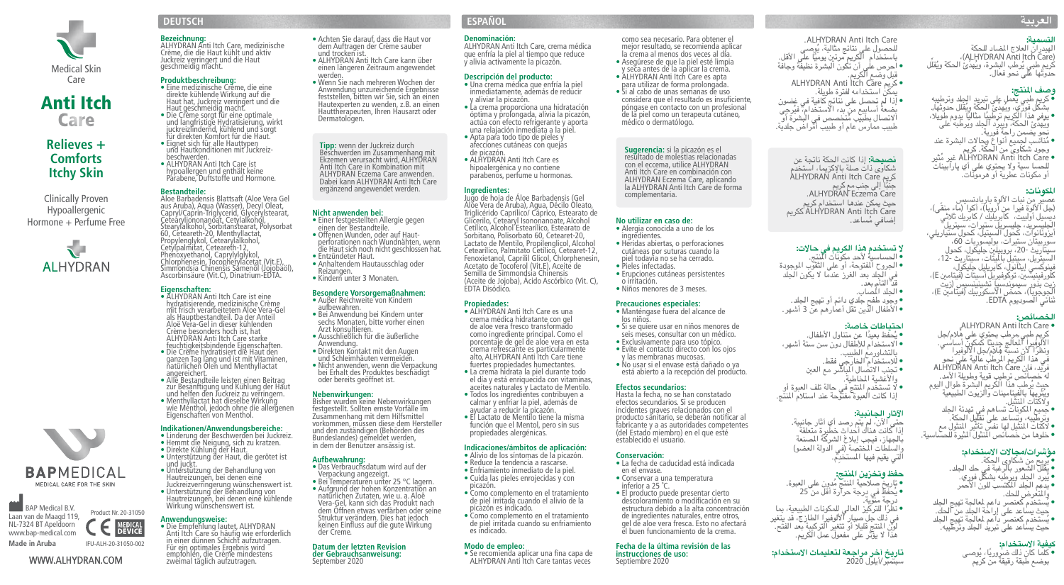Medical Skin Care

# Anti Itch Care

**Relieves + Comforts Itchy Skin**

Clinically Proven
Hypoallergenic
Hormone + Perfume Free

ALHYDRAN

BAPMEDICAL
MEDICAL CARE FOR THE SKIN

BAP Medical B.V.
Laan van de Maagd 119,
NL-7324 BT Apeldoorn
www.bap-medical.com
**Made in Aruba**

Product Nr. 20-31050
CE MEDICAL DEVICE
IFU-ALH-20-31050-002

WWW.ALHYDRAN.COM

## DEUTSCH

**Bezeichnung:**
ALHYDRAN Anti Itch Care, medizinische Crème, die die Haut kühlt und aktiv Juckreiz verringert und die Haut geschmeidig macht.

**Produktbeschreibung:**
- Eine medizinische Crème, die eine direkte kühlende Wirkung auf die Haut hat, Juckreiz verringert und die Haut geschmeidig macht.
- Die Crème sorgt für eine optimale und langfristige Hydratisierung, wirkt juckreizlindernd, kühlend und sorgt für direkten Komfort für die Haut.
- Eignet sich für alle Hauttypen und Hautkonditionen mit Juckreiz-beschwerden.
- ALHYDRAN Anti Itch Care ist hypoallergen und enthält keine Parabene, Duftstoffe und Hormone.

**Bestandteile:**
Aloe Barbadensis Blattsaft (Aloe Vera Gel aus Aruba), Aqua (Wasser), Decyl Oleat, Capryl/Caprin-Triglycerid, Glycerylstearat, Cetearylisononanoat, Cetylalkohol, Stearylalkohol, Sorbitanstearat, Polysorbat 60, Ceteareth-20, Menthyllactat, Propylenglykol, Cetearylalkohol, Cetylpalmitat, Ceteareth-12, Phenoxyethanol, Caprylylglykol, Chlorphenesin, Tocopherylacetat (Vit.E), Simmondsia Chinensis Samenöl (Jojobaöl), Ascorbinsäure (Vit.C), Dinatrium-EDTA.

**Eigenschaften:**
- ALHYDRAN Anti Itch Care ist eine hydratisierende, medizinische Crème mit frisch verarbeitetem Aloe Vera-Gel als Hauptbestandteil. Da der Anteil Aloe Vera-Gel in dieser kühlenden Crème besonders hoch ist, hat ALHYDRAN Anti Itch Care starke feuchtigkeitsbindende Eigenschaften.
- Die Crème hydratisiert die Haut den ganzen Tag lang und ist mit Vitaminen, natürlichen Ölen und Menthyllactat angereichert.
- Alle Bestandteile leisten einen Beitrag zur Besänftigung und Kühlung der Haut und helfen den Juckreiz zu verringern.
- Menthyllactat hat dieselbe Wirkung wie Menthol, jedoch ohne die allergenen Eigenschaften von Menthol.

**Indikationen/Anwendungsbereiche:**
- Linderung der Beschwerden bei Juckreiz.
- Hemmt die Neigung, sich zu kratzen.
- Direkte Kühlung der Haut.
- Unterstützung der Haut, die gerötet ist und juckt.
- Unterstützung der Behandlung von Hautreizungen, bei denen eine Juckreizverringerung wünschenswert ist.
- Unterstützung der Behandlung von Hautreizungen, bei denen eine kühlende Wirkung wünschenswert ist.

**Anwendungsweise:**
- Die Empfehlung lautet, ALHYDRAN Anti Itch Care so häufig wie erforderlich in einer dünnen Schicht aufzutragen. Für ein optimales Ergebnis wird empfohlen, die Crème mindestens zweimal täglich aufzutragen.
- Achten Sie darauf, dass die Haut vor dem Auftragen der Crème sauber und trocken ist.
- ALHYDRAN Anti Itch Care kann über einen längeren Zeitraum angewendet werden.
- Wenn Sie nach mehreren Wochen der Anwendung unzureichende Ergebnisse feststellen, bitten wir Sie, sich an einen Hautexperten zu wenden, z.B. an einen Hauttherapeuten, Ihren Hausarzt oder Dermatologen.

**Tipp:** wenn der Juckreiz durch Beschwerden im Zusammenhang mit Ekzemen verursacht wird, ALHYDRAN Anti Itch Care in Kombination mit ALHYDRAN Eczema Care anwenden. Dabei kann ALHYDRAN Anti Itch Care ergänzend angewendet werden.

**Nicht anwenden bei:**
- Einer festgestellten Allergie gegen einen der Bestandteile.
- Offenen Wunden, oder auf Haut-perforationen nach Wundnähten, wenn die Haut sich noch nicht geschlossen hat.
- Entzündeter Haut.
- Anhaltendem Hautausschlag oder Reizungen.
- Kindern unter 3 Monaten.

**Besondere Vorsorgemaßnahmen:**
- Außer Reichweite von Kindern aufbewahren.
- Bei Anwendung bei Kindern unter sechs Monaten, bitte vorher einen Arzt konsultieren.
- Ausschließlich für die äußerliche Anwendung.
- Direkten Kontakt mit den Augen und Schleimhäuten vermeiden.
- Nicht anwenden, wenn die Verpackung bei Erhalt des Produktes beschädigt oder bereits geöffnet ist.

**Nebenwirkungen:**
Bisher wurden keine Nebenwirkungen festgestellt. Sollten ernste Vorfälle im Zusammenhang mit dem Hilfsmittel vorkommen, müssen diese dem Hersteller und den zuständigen (Behörden des Bundeslandes) gemeldet werden, in dem der Benutzer ansässig ist.

**Aufbewahrung:**
- Das Verbrauchsdatum wird auf der Verpackung angezeigt.
- Bei Temperaturen unter 25 °C lagern.
- Aufgrund der hohen Konzentration an natürlichen Zutaten, wie u. a. Aloe Vera-Gel, kann sich das Produkt nach dem Öffnen etwas verfärben oder seine Struktur verändern. Dies hat jedoch keinen Einfluss auf die gute Wirkung der Creme.

**Datum der letzten Revision der Gebrauchsanweisung:**
September 2020

## ESPAÑOL

**Denominación:**
ALHYDRAN Anti Itch Care, crema médica que enfría la piel al tiempo que reduce y alivia activamente la picazón.

**Descripción del producto:**
- Una crema médica que enfría la piel inmediatamente, además de reducir y aliviar la picazón.
- La crema proporciona una hidratación óptima y prolongada, alivia la picazón, actúa con efecto refrigerante y aporta una relajación inmediata a la piel.
- Apta para todo tipo de pieles y afecciones cutáneas con quejas de picazón.
- ALHYDRAN Anti Itch Care es hipoalergénica y no contiene parabenos, perfume u hormonas.

**Ingredientes:**
Jugo de hoja de Áloe Barbadensis (Gel Áloe Vera de Aruba), Agua, Décilo Oleato, Triglicérido Caprílico/ Cáprico, Estearato de Glicerilo, Cetearyl Isononanoate, Alcohol Cetílico, Alcohol Estearílico, Estearato de Sorbitano, Polisorbato 60, Ceteaert-20, Lactato de Mentilo, Propilenglicol, Alcohol Cetearílico, Palmitato Cetílico, Ceteareт-12, Fenoxietanol, Caprilil Glicol, Chlorphenesin, Acetato de Tocoferol (Vit.E), Aceite de Semilla de Simmondsia Chinensis (Aceite de Jojoba), Ácido Ascórbico (Vit. C), EDTA Disódico.

**Propiedades:**
- ALHYDRAN Anti Itch Care es una crema médica hidratante con gel de aloe vera fresco transformado como ingrediente principal. Como el porcentaje de gel de aloe vera en esta crema refrescante es particularmente alto, ALHYDRAN Anti Itch Care tiene fuertes propiedades humectantes.
- La crema hidrata la piel durante todo el día y está enriquecida con vitaminas, aceites naturales y Lactato de Mentilo.
- Todos los ingredientes contribuyen a calmar y enfriar la piel, además de ayudar a reducir la picazón.
- El Lactato de Mentilo tiene la misma función que el Mentol, pero sin sus propiedades alergénicas.

**Indicaciones/ámbitos de aplicación:**
- Alivio de los síntomas de la picazón.
- Reduce la tendencia a rascarse.
- Enfriamiento inmediato de la piel.
- Cuida las pieles enrojecidas y con picazón.
- Como complemento en el tratamiento de piel irritada cuando el alivio de la picazón es indicado.
- Como complemento en el tratamiento de piel irritada cuando su enfriamiento es indicado.

**Modo de empleo:**
- Se recomienda aplicar una fina capa de ALHYDRAN Anti Itch Care tantas veces como sea necesario. Para obtener el mejor resultado, se recomienda aplicar la crema al menos dos veces al día.
- Asegúrese de que la piel esté limpia y seca antes de la aplicar la crema.
- ALHYDRAN Anti Itch Care es apta para utilizar de forma prolongada.
- Si al cabo de unas semanas de uso considera que el resultado es insuficiente, póngase en contacto con un profesional de la piel como un terapeuta cutáneo, médico o dermatólogo.

**Sugerencia:** si la picazón es el resultado de molestias relacionadas con el eccema, utilice ALHYDRAN Anti Itch Care en combinación con ALHYDRAN Eczema Care, aplicando la ALHYDRAN Anti Itch Care de forma complementaria.

**No utilizar en caso de:**
- Alergia conocida a uno de los ingredientes.
- Heridas abiertas, o perforaciones cutáneas por suturas cuando la piel todavía no se ha cerrado.
- Pieles infectadas.
- Erupciones cutáneas persistentes o irritación.
- Niños menores de 3 meses.

**Precauciones especiales:**
- Manténgase fuera del alcance de los niños.
- Si se quiere usar en niños menores de seis meses, consultar con un médico.
- Exclusivamente para uso tópico.
- Evite el contacto directo con los ojos y las membranas mucosas.
- No usar si el envase está dañado o ya está abierto a la recepción del producto.

**Efectos secundarios:**
Hasta la fecha, no se han constatado efectos secundarios. Si se producen incidentes graves relacionados con el producto sanitario, se deberán notificar al fabricante y a las autoridades competentes (del Estado miembro) en el que esté establecido el usuario.

**Conservación:**
- La fecha de caducidad está indicada en el envase.
- Conservar a una temperatura inferior a 25 °C.
- El producto puede presentar cierto descoloramiento o modificación en su estructura debido a la alta concentración de ingredientes naturales, entre otros, gel de aloe vera fresca. Esto no afectará el buen funcionamiento de la crema.

**Fecha de la última revisión de las instrucciones de uso:**
Septiembre 2020

## العربية

**التسمية:**
الهيدران العلاج المضاد للحكة (ALHYDRAN Anti Itch Care) كريم طبي يُرطب البشرة، ويهدئ الحكة ويقلّل حدوثها على نحو فعال.

**وصف المنتج:**
- كريم طبي يعمل على تبريد الجلد وترطيبه بشكل فوري، ويهدئ الحكة ويقلل حدوثها.
- يوفر هذا الكريم ترطيباً مثالياً يدوم طويلاً، ويهدئ الحكة، ويبرد الجلد ويرطبه على نحو يضمن راحة فورية.
- مناسب لجميع أنواع وحالات البشرة عند وجود شكاوى من الحكة.
- كريم ALHYDRAN Anti Itch Care غير مثير للحساسية ولا يحتوي على أي بارابينات أو مكونات عطرية أو هرمونات.

**المكونات:**
عصير من نبات الألوة باربادنسيس (جل الألوة فيرا من أروبا)، أكوا (ماء منقى)، ديسيل أوليت، كابريلك / كابريك ثلاثي الجليسريد، جليسريل ستيرات، سيتريل أيزونانوات، كحول السيتيل، كحول ستياريلي، سوربيتان ستيرات، بوليسوربات 60، سيتاريث -20، بروبيلين جليكول، كحول السيتريل، سيتيل بالميتات، سيتاريث -12، فينوكسي إيثانول، كابريليل جليكول، كلورفينيسين، توكوفيريل أسيتات (فيتامين E)، زيت بذور سيموندسيا تشينينسيس (زيت الجوجوبا)، حمض الأسكوربيك (فيتامين E)، ثنائي الصوديوم EDTA.

**الخصائص:**
- ALHYDRAN Anti Itch Care كريم طبي مرطب يحتوي على هلام/جل الألوفيرا المعالج حديثاً كمكون أساسي. ونظراً لأن نسبة هلام/جل الألوفيرا في هذا الكريم المرطب عالية على نحو فريد، فإن ALHYDRAN Anti Itch Care له خصائص ترطيب قوية وطويلة الأمد.
- حيث يرطب هذا الكريم البشرة طوال اليوم ويثريها بالفيتامينات والزيوت الطبيعية ولاكتات المنثيل.
- جميع المكونات تساهم في تهدئة الجلد وترطيبه، وتساعد على تقليل الحكة.
- لاكتات المنثيل لها نفس تأثير المنثول مع خلوها من خصائص المنثول المثيرة للحساسية.

**مؤشرات/مجالات الاستخدام:**
- يريح من شكاوى الحكة.
- يقلل الشعور بالرغبة في حك الجلد.
- يبرد الجلد ويرطبه بشكل فوري.
- يدعم الجلد المكتسب للون الأحمر والمتعرض للحك.
- يستخدم كعنصر داعم لمعالجة تهيج الجلد حيث يساعد على إزاحة الجلد من الحك.
- يستخدم كعنصر داعم لمعالجة تهيج الجلد حيث يساعد على تبريد الجلد وترطيبه.

**كيفية الاستخدام:**
- كلما كان ذلك ضرورياً، يُوصى بوضع طبقة رقيقة من كريم ALHYDRAN Anti Itch Care. للحصول على نتائج مثالية، يُوصى باستخدام الكريم مرتين يومياً على الأقل.
- احرص على أن تكون البشرة نظيفة وجافة قبل وضع الكريم.
- كريم ALHYDRAN Anti Itch Care يمكن استخدامه لفترة طويلة.
- إذا لم تحصل على نتائج كافية في غضون بضعة أسابيع من بدء الاستخدام، فنرجو الاتصال بطبيب متخصص في البشرة أو طبيب ممارس عام أو طبيب أمراض جلدية.

**نصيحة:** إذا كانت الحكة ناتجة عن شكاوى ذات صلة بالاكزيما، استخدم كريم ALHYDRAN Anti Itch Care جنباً إلى جنب مع كريم ALHYDRAN Eczema Care. حيث يمكن عندها استخدام كريم ALHYDRAN Anti Itch Care ككريم إضافي مُساعد.

**لا تستخدم هذا الكريم في حالات:**
- الحساسية لأحد مكونات المنتج.
- الجروح المفتوحة، أو على الثقوب الموجودة في الجلد بعد الغرز عندما لا يكون الجلد قد التأم بعد.
- الجلد المصاب.
- وجود طفح جلدي دائم أو تهيج الجلد.
- الأطفال الذين تقل أعمارهم عن 3 أشهر.

**احتياطات خاصة:**
- يُحفظ بعيداً عن متناول الأطفال.
- الاستخدام للأطفال دون سن ستة أشهر، بالتشاور مع الطبيب.
- للاستخدام الخارجي فقط.
- تجنب الاتصال المباشر مع العين والأغشية المخاطية.
- لا تستخدم المنتج في حالة تلف العبوة أو إذا كانت العبوة مفتوحة عند استلام المنتج.

**الآثار الجانبية:**
حتى الآن، لم يتم رصد أي آثار جانبية. إذا كانت هناك أحداث خطيرة متعلقة بالجهاز، فيجب إبلاغ الشركة المصنعة والسلطات المختصة (في الدولة العضو) التي يقيم فيها المستخدم.

**حفظ وتخزين المنتج:**
- تاريخ صلاحية المنتج مدون على العبوة.
- يُحفظ في درجة حرارة أقل من 25 درجة مئوية.
- نظراً للتركيز العالي للمكونات الطبيعية، بما في ذلك جل صبار الألوفيرا الطازج، قد يتغير لون المنتج قليلاً أو تتغير التركيبة بعد الفتح. هذا لا يؤثر على مفعول عمل الكريم.

**تاريخ آخر مراجعة لتعليمات الاستخدام:**
سبتمبر/أيلول 2020